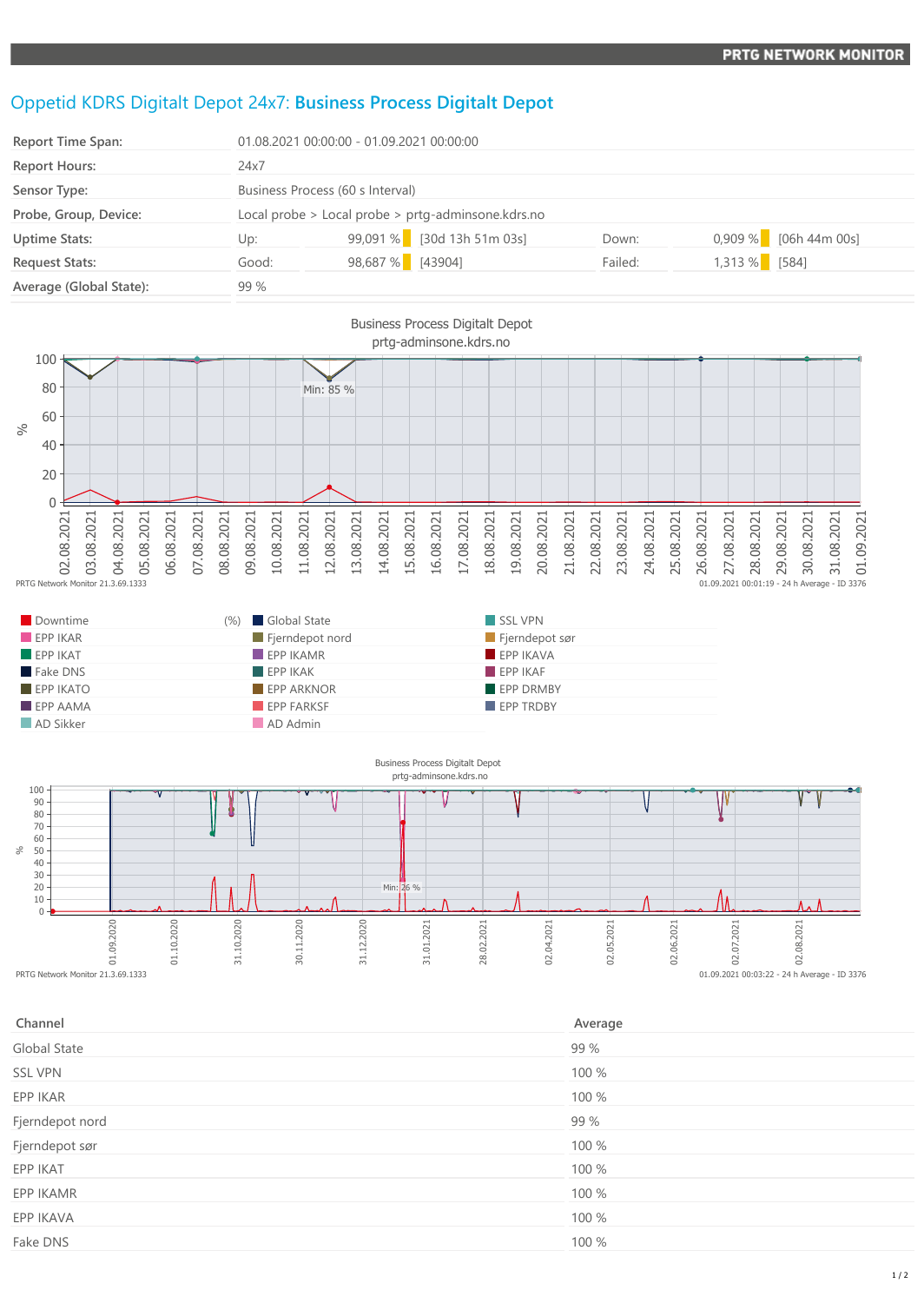# Oppetid KDRS Digitalt Depot 24x7: **Business Process Digitalt Depot**

| | | | | | |
|---|---|---|---|---|---|
| **Report Time Span:** | 01.08.2021 00:00:00 - 01.09.2021 00:00:00 | | | | |
| **Report Hours:** | 24x7 | | | | |
| **Sensor Type:** | Business Process (60 s Interval) | | | | |
| **Probe, Group, Device:** | Local probe > Local probe > prtg-adminsone.kdrs.no | | | | |
| **Uptime Stats:** | Up: 99,091 % | [30d 13h 51m 03s] | Down: | 0,909 % | [06h 44m 00s] |
| **Request Stats:** | Good: 98,687 % | [43904] | Failed: | 1,313 % | [584] |
| **Average (Global State):** | 99 % | | | | |

Business Process Digitalt Depot
prtg-adminsone.kdrs.no

PRTG Network Monitor 21.3.69.1333 — 01.09.2021 00:01:19 - 24 h Average - ID 3376

Legend (%): Downtime, EPP IKAR, EPP IKAT, Fake DNS, EPP IKATO, EPP AAMA, AD Sikker, Global State, Fjerndepot nord, EPP IKAMR, EPP IKAK, EPP ARKNOR, EPP FARKSF, AD Admin, SSL VPN, Fjerndepot sør, EPP IKAVA, EPP IKAF, EPP DRMBY, EPP TRDBY

Business Process Digitalt Depot
prtg-adminsone.kdrs.no

PRTG Network Monitor 21.3.69.1333 — 01.09.2021 00:03:22 - 24 h Average - ID 3376

| Channel | Average |
|---|---|
| Global State | 99 % |
| SSL VPN | 100 % |
| EPP IKAR | 100 % |
| Fjerndepot nord | 99 % |
| Fjerndepot sør | 100 % |
| EPP IKAT | 100 % |
| EPP IKAMR | 100 % |
| EPP IKAVA | 100 % |
| Fake DNS | 100 % |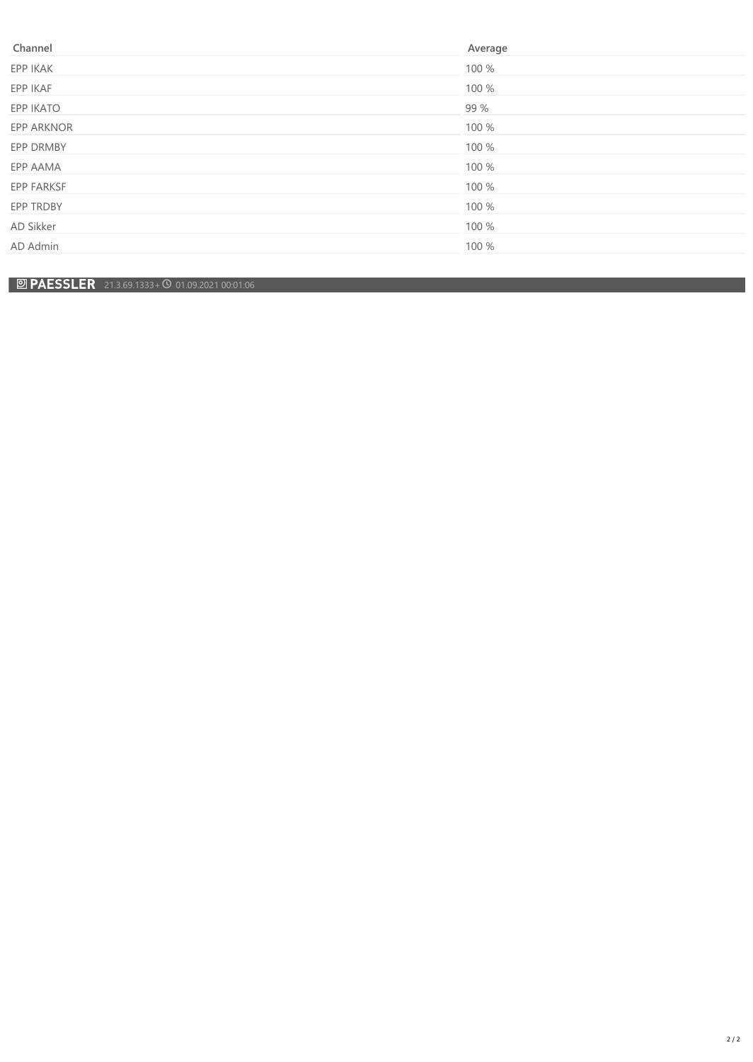| Channel | Average |
| --- | --- |
| EPP IKAK | 100 % |
| EPP IKAF | 100 % |
| EPP IKATO | 99 % |
| EPP ARKNOR | 100 % |
| EPP DRMBY | 100 % |
| EPP AAMA | 100 % |
| EPP FARKSF | 100 % |
| EPP TRDBY | 100 % |
| AD Sikker | 100 % |
| AD Admin | 100 % |

PAESSLER 21.3.69.1333+ 01.09.2021 00:01:06